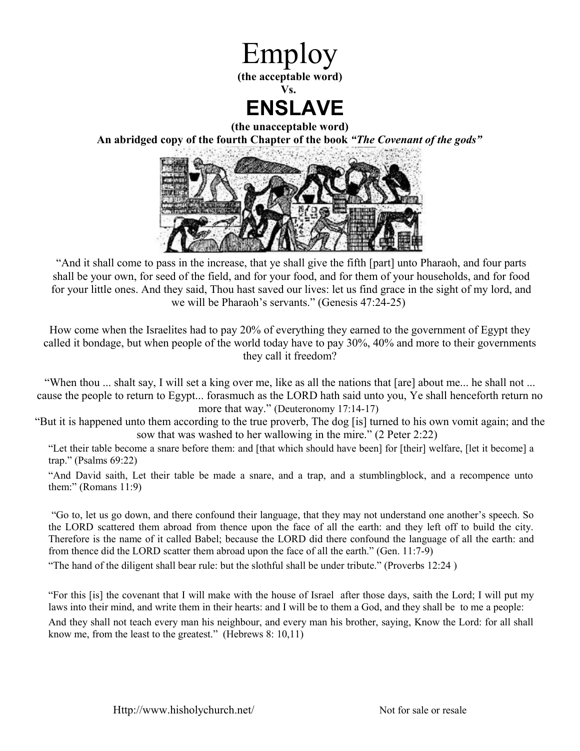# Employ

**(the acceptable word)**

**Vs.**

# ENSLAVE

**(the unacceptable word)**

**An abridged copy of the fourth Chapter of the book *"The Covenant of the gods"***

"And it shall come to pass in the increase, that ye shall give the fifth [part] unto Pharaoh, and four parts shall be your own, for seed of the field, and for your food, and for them of your households, and for food for your little ones. And they said, Thou hast saved our lives: let us find grace in the sight of my lord, and we will be Pharaoh's servants." (Genesis 47:24-25)

How come when the Israelites had to pay 20% of everything they earned to the government of Egypt they called it bondage, but when people of the world today have to pay 30%, 40% and more to their governments they call it freedom?

"When thou ... shalt say, I will set a king over me, like as all the nations that [are] about me... he shall not ... cause the people to return to Egypt... forasmuch as the LORD hath said unto you, Ye shall henceforth return no more that way." (Deuteronomy 17:14-17)

"But it is happened unto them according to the true proverb, The dog [is] turned to his own vomit again; and the sow that was washed to her wallowing in the mire." (2 Peter 2:22)

"Let their table become a snare before them: and [that which should have been] for [their] welfare, [let it become] a trap." (Psalms 69:22)

"And David saith, Let their table be made a snare, and a trap, and a stumblingblock, and a recompence unto them:" (Romans 11:9)

"Go to, let us go down, and there confound their language, that they may not understand one another's speech. So the LORD scattered them abroad from thence upon the face of all the earth: and they left off to build the city. Therefore is the name of it called Babel; because the LORD did there confound the language of all the earth: and from thence did the LORD scatter them abroad upon the face of all the earth." (Gen. 11:7-9)

"The hand of the diligent shall bear rule: but the slothful shall be under tribute." (Proverbs 12:24 )

"For this [is] the covenant that I will make with the house of Israel after those days, saith the Lord; I will put my laws into their mind, and write them in their hearts: and I will be to them a God, and they shall be to me a people:

And they shall not teach every man his neighbour, and every man his brother, saying, Know the Lord: for all shall know me, from the least to the greatest." (Hebrews 8: 10,11)

Http://www.hisholychurch.net/ Not for sale or resale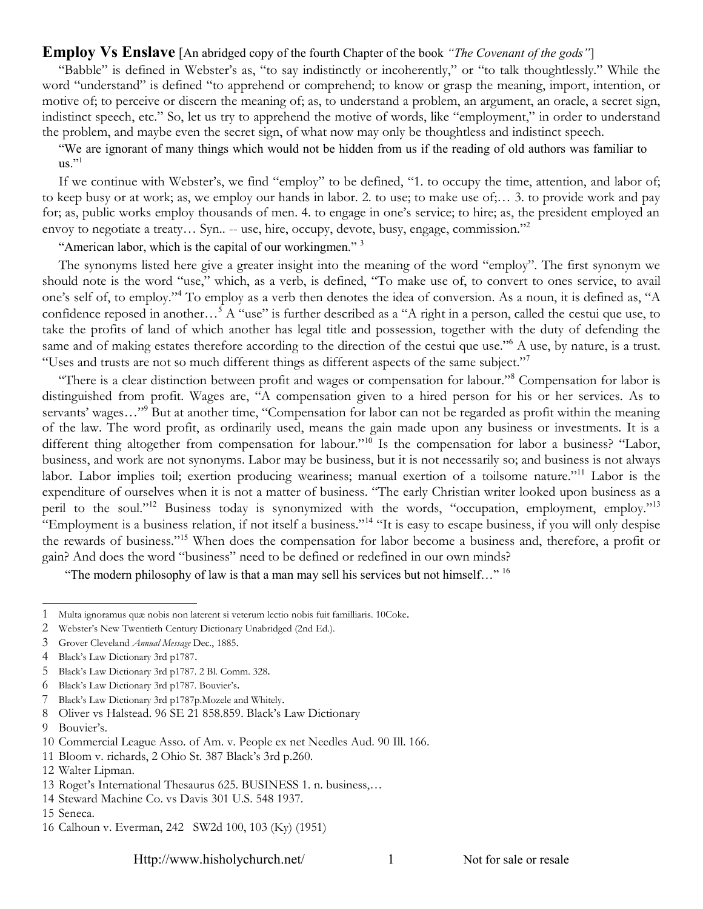**Employ Vs Enslave** [An abridged copy of the fourth Chapter of the book *"The Covenant of the gods"*]

"Babble" is defined in Webster's as, "to say indistinctly or incoherently," or "to talk thoughtlessly." While the word "understand" is defined "to apprehend or comprehend; to know or grasp the meaning, import, intention, or motive of; to perceive or discern the meaning of; as, to understand a problem, an argument, an oracle, a secret sign, indistinct speech, etc." So, let us try to apprehend the motive of words, like "employment," in order to understand the problem, and maybe even the secret sign, of what now may only be thoughtless and indistinct speech.

"We are ignorant of many things which would not be hidden from us if the reading of old authors was familiar to us."[1]

If we continue with Webster's, we find "employ" to be defined, "1. to occupy the time, attention, and labor of; to keep busy or at work; as, we employ our hands in labor. 2. to use; to make use of;… 3. to provide work and pay for; as, public works employ thousands of men. 4. to engage in one's service; to hire; as, the president employed an envoy to negotiate a treaty… Syn.. -- use, hire, occupy, devote, busy, engage, commission."[2]

"American labor, which is the capital of our workingmen." [3]

The synonyms listed here give a greater insight into the meaning of the word "employ". The first synonym we should note is the word "use," which, as a verb, is defined, "To make use of, to convert to ones service, to avail one's self of, to employ."[4] To employ as a verb then denotes the idea of conversion. As a noun, it is defined as, "A confidence reposed in another…[5] A "use" is further described as a "A right in a person, called the cestui que use, to take the profits of land of which another has legal title and possession, together with the duty of defending the same and of making estates therefore according to the direction of the cestui que use."[6] A use, by nature, is a trust. "Uses and trusts are not so much different things as different aspects of the same subject."[7]

"There is a clear distinction between profit and wages or compensation for labour."[8] Compensation for labor is distinguished from profit. Wages are, "A compensation given to a hired person for his or her services. As to servants' wages…"[9] But at another time, "Compensation for labor can not be regarded as profit within the meaning of the law. The word profit, as ordinarily used, means the gain made upon any business or investments. It is a different thing altogether from compensation for labour."[10] Is the compensation for labor a business? "Labor, business, and work are not synonyms. Labor may be business, but it is not necessarily so; and business is not always labor. Labor implies toil; exertion producing weariness; manual exertion of a toilsome nature."[11] Labor is the expenditure of ourselves when it is not a matter of business. "The early Christian writer looked upon business as a peril to the soul."[12] Business today is synonymized with the words, "occupation, employment, employ."[13] "Employment is a business relation, if not itself a business."[14] "It is easy to escape business, if you will only despise the rewards of business."[15] When does the compensation for labor become a business and, therefore, a profit or gain? And does the word "business" need to be defined or redefined in our own minds?

"The modern philosophy of law is that a man may sell his services but not himself…" [16]

---

1 Multa ignoramus quæ nobis non laterent si veterum lectio nobis fuit familliaris. 10Coke.
2 Webster's New Twentieth Century Dictionary Unabridged (2nd Ed.).
3 Grover Cleveland *Annual Message* Dec., 1885.
4 Black's Law Dictionary 3rd p1787.
5 Black's Law Dictionary 3rd p1787. 2 Bl. Comm. 328.
6 Black's Law Dictionary 3rd p1787. Bouvier's.
7 Black's Law Dictionary 3rd p1787p.Mozele and Whitely.
8 Oliver vs Halstead. 96 SE 21 858.859. Black's Law Dictionary
9 Bouvier's.
10 Commercial League Asso. of Am. v. People ex net Needles Aud. 90 Ill. 166.
11 Bloom v. richards, 2 Ohio St. 387 Black's 3rd p.260.
12 Walter Lipman.
13 Roget's International Thesaurus 625. BUSINESS 1. n. business,…
14 Steward Machine Co. vs Davis 301 U.S. 548 1937.
15 Seneca.
16 Calhoun v. Everman, 242 SW2d 100, 103 (Ky) (1951)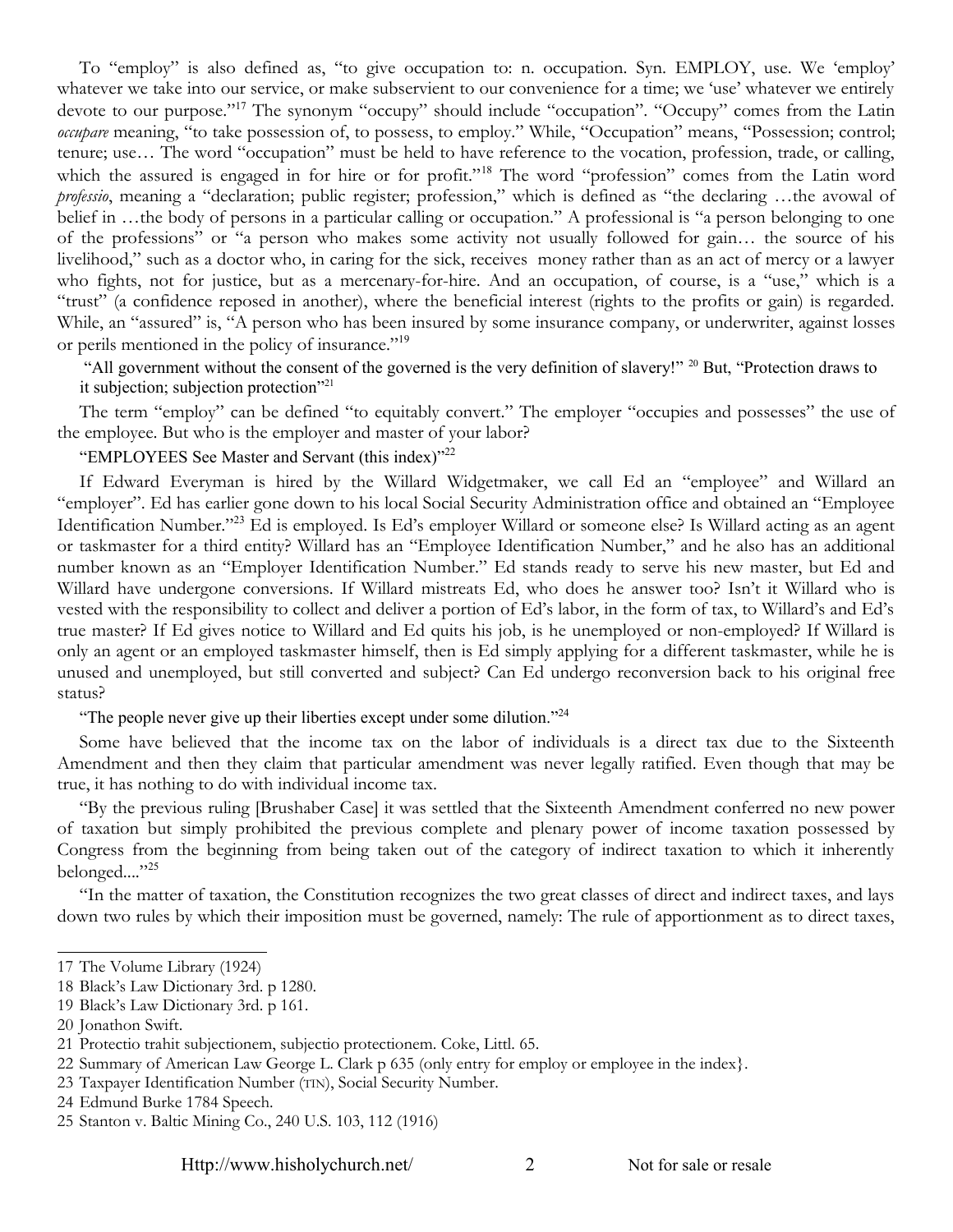To "employ" is also defined as, "to give occupation to: n. occupation. Syn. EMPLOY, use. We 'employ' whatever we take into our service, or make subservient to our convenience for a time; we 'use' whatever we entirely devote to our purpose."[17] The synonym "occupy" should include "occupation". "Occupy" comes from the Latin *occupare* meaning, "to take possession of, to possess, to employ." While, "Occupation" means, "Possession; control; tenure; use… The word "occupation" must be held to have reference to the vocation, profession, trade, or calling, which the assured is engaged in for hire or for profit."[18] The word "profession" comes from the Latin word *professio*, meaning a "declaration; public register; profession," which is defined as "the declaring …the avowal of belief in …the body of persons in a particular calling or occupation." A professional is "a person belonging to one of the professions" or "a person who makes some activity not usually followed for gain… the source of his livelihood," such as a doctor who, in caring for the sick, receives money rather than as an act of mercy or a lawyer who fights, not for justice, but as a mercenary-for-hire. And an occupation, of course, is a "use," which is a "trust" (a confidence reposed in another), where the beneficial interest (rights to the profits or gain) is regarded. While, an "assured" is, "A person who has been insured by some insurance company, or underwriter, against losses or perils mentioned in the policy of insurance."[19]

"All government without the consent of the governed is the very definition of slavery!" [20] But, "Protection draws to it subjection; subjection protection"[21]

The term "employ" can be defined "to equitably convert." The employer "occupies and possesses" the use of the employee. But who is the employer and master of your labor?

"EMPLOYEES See Master and Servant (this index)"[22]

If Edward Everyman is hired by the Willard Widgetmaker, we call Ed an "employee" and Willard an "employer". Ed has earlier gone down to his local Social Security Administration office and obtained an "Employee Identification Number."[23] Ed is employed. Is Ed's employer Willard or someone else? Is Willard acting as an agent or taskmaster for a third entity? Willard has an "Employee Identification Number," and he also has an additional number known as an "Employer Identification Number." Ed stands ready to serve his new master, but Ed and Willard have undergone conversions. If Willard mistreats Ed, who does he answer too? Isn't it Willard who is vested with the responsibility to collect and deliver a portion of Ed's labor, in the form of tax, to Willard's and Ed's true master? If Ed gives notice to Willard and Ed quits his job, is he unemployed or non-employed? If Willard is only an agent or an employed taskmaster himself, then is Ed simply applying for a different taskmaster, while he is unused and unemployed, but still converted and subject? Can Ed undergo reconversion back to his original free status?

"The people never give up their liberties except under some dilution."[24]

Some have believed that the income tax on the labor of individuals is a direct tax due to the Sixteenth Amendment and then they claim that particular amendment was never legally ratified. Even though that may be true, it has nothing to do with individual income tax.

"By the previous ruling [Brushaber Case] it was settled that the Sixteenth Amendment conferred no new power of taxation but simply prohibited the previous complete and plenary power of income taxation possessed by Congress from the beginning from being taken out of the category of indirect taxation to which it inherently belonged...."[25]

"In the matter of taxation, the Constitution recognizes the two great classes of direct and indirect taxes, and lays down two rules by which their imposition must be governed, namely: The rule of apportionment as to direct taxes,

---

17 The Volume Library (1924)

18 Black's Law Dictionary 3rd. p 1280.

19 Black's Law Dictionary 3rd. p 161.

20 Jonathon Swift.

21 Protectio trahit subjectionem, subjectio protectionem. Coke, Littl. 65.

22 Summary of American Law George L. Clark p 635 (only entry for employ or employee in the index}.

23 Taxpayer Identification Number (TIN), Social Security Number.

24 Edmund Burke 1784 Speech.

25 Stanton v. Baltic Mining Co., 240 U.S. 103, 112 (1916)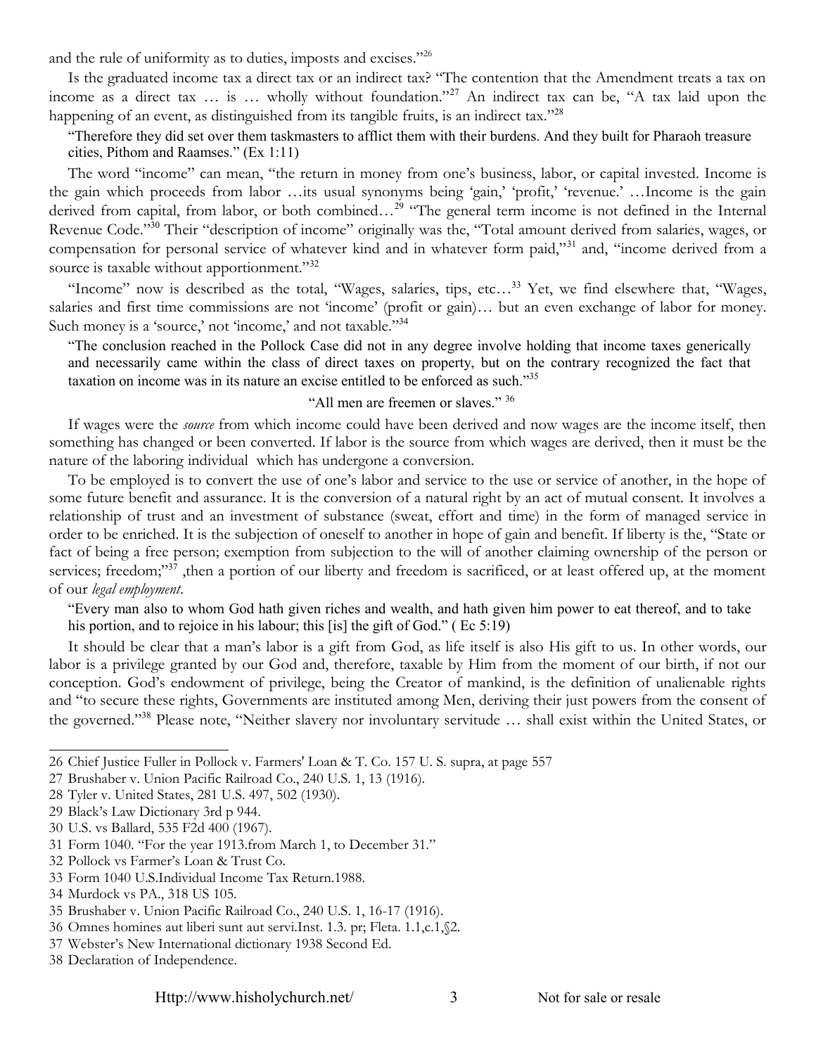and the rule of uniformity as to duties, imposts and excises."[26]

Is the graduated income tax a direct tax or an indirect tax? "The contention that the Amendment treats a tax on income as a direct tax … is … wholly without foundation."[27] An indirect tax can be, "A tax laid upon the happening of an event, as distinguished from its tangible fruits, is an indirect tax."[28]

> "Therefore they did set over them taskmasters to afflict them with their burdens. And they built for Pharaoh treasure cities, Pithom and Raamses." (Ex 1:11)

The word "income" can mean, "the return in money from one's business, labor, or capital invested. Income is the gain which proceeds from labor …its usual synonyms being 'gain,' 'profit,' 'revenue.' …Income is the gain derived from capital, from labor, or both combined…[29] "The general term income is not defined in the Internal Revenue Code."[30] Their "description of income" originally was the, "Total amount derived from salaries, wages, or compensation for personal service of whatever kind and in whatever form paid,"[31] and, "income derived from a source is taxable without apportionment."[32]

"Income" now is described as the total, "Wages, salaries, tips, etc…[33] Yet, we find elsewhere that, "Wages, salaries and first time commissions are not 'income' (profit or gain)… but an even exchange of labor for money. Such money is a 'source,' not 'income,' and not taxable."[34]

> "The conclusion reached in the Pollock Case did not in any degree involve holding that income taxes generically and necessarily came within the class of direct taxes on property, but on the contrary recognized the fact that taxation on income was in its nature an excise entitled to be enforced as such."[35]

"All men are freemen or slaves." [36]

If wages were the *source* from which income could have been derived and now wages are the income itself, then something has changed or been converted. If labor is the source from which wages are derived, then it must be the nature of the laboring individual which has undergone a conversion.

To be employed is to convert the use of one's labor and service to the use or service of another, in the hope of some future benefit and assurance. It is the conversion of a natural right by an act of mutual consent. It involves a relationship of trust and an investment of substance (sweat, effort and time) in the form of managed service in order to be enriched. It is the subjection of oneself to another in hope of gain and benefit. If liberty is the, "State or fact of being a free person; exemption from subjection to the will of another claiming ownership of the person or services; freedom;"[37] ,then a portion of our liberty and freedom is sacrificed, or at least offered up, at the moment of our *legal employment*.

> "Every man also to whom God hath given riches and wealth, and hath given him power to eat thereof, and to take his portion, and to rejoice in his labour; this [is] the gift of God." ( Ec 5:19)

It should be clear that a man's labor is a gift from God, as life itself is also His gift to us. In other words, our labor is a privilege granted by our God and, therefore, taxable by Him from the moment of our birth, if not our conception. God's endowment of privilege, being the Creator of mankind, is the definition of unalienable rights and "to secure these rights, Governments are instituted among Men, deriving their just powers from the consent of the governed."[38] Please note, "Neither slavery nor involuntary servitude … shall exist within the United States, or

---

26 Chief Justice Fuller in Pollock v. Farmers' Loan & T. Co. 157 U. S. supra, at page 557

27 Brushaber v. Union Pacific Railroad Co., 240 U.S. 1, 13 (1916).

28 Tyler v. United States, 281 U.S. 497, 502 (1930).

29 Black's Law Dictionary 3rd p 944.

30 U.S. vs Ballard, 535 F2d 400 (1967).

31 Form 1040. "For the year 1913.from March 1, to December 31."

32 Pollock vs Farmer's Loan & Trust Co.

33 Form 1040 U.S.Individual Income Tax Return.1988.

34 Murdock vs PA., 318 US 105.

35 Brushaber v. Union Pacific Railroad Co., 240 U.S. 1, 16-17 (1916).

36 Omnes homines aut liberi sunt aut servi.Inst. 1.3. pr; Fleta. 1.1,c.1,§2.

37 Webster's New International dictionary 1938 Second Ed.

38 Declaration of Independence.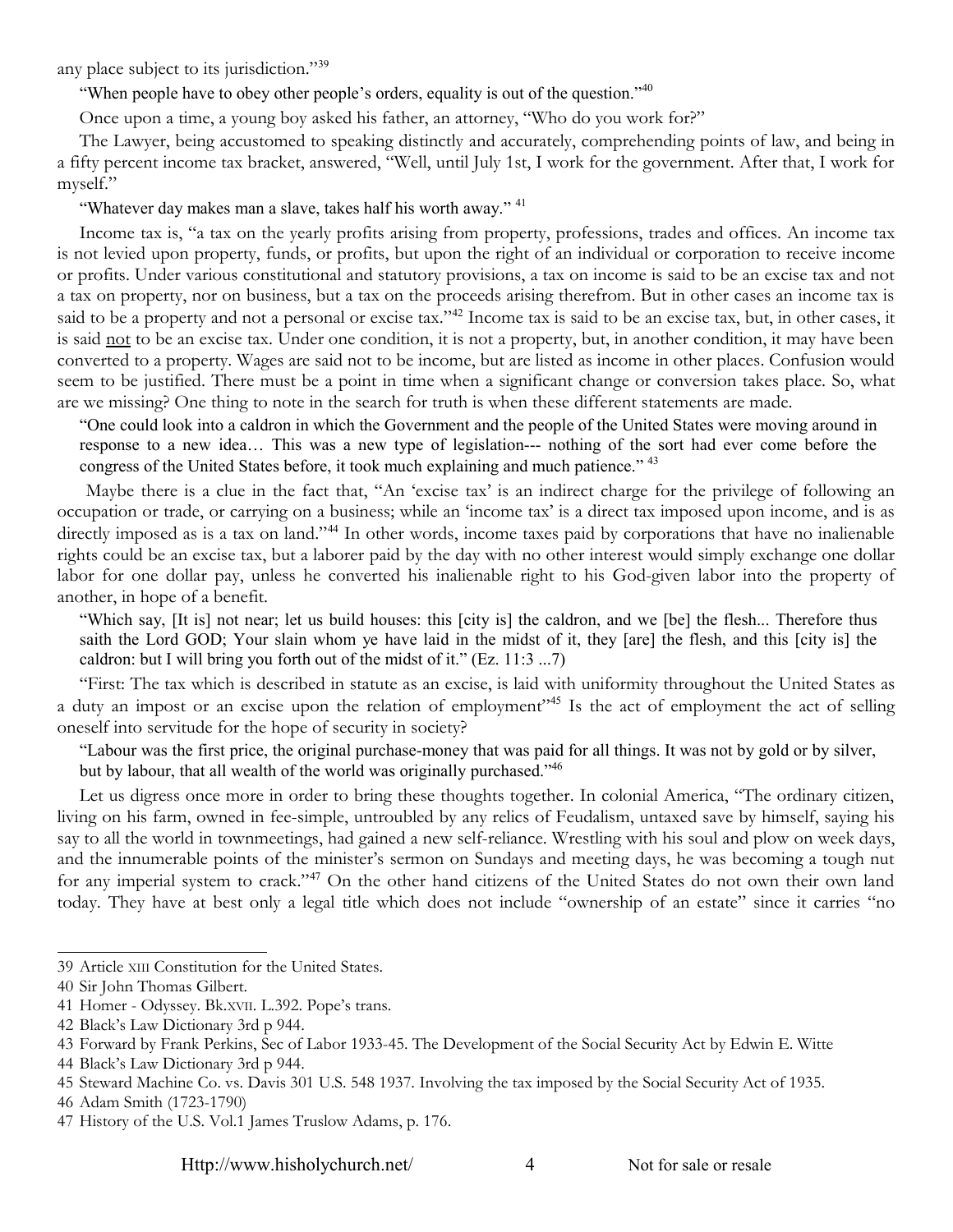any place subject to its jurisdiction."[39]

"When people have to obey other people's orders, equality is out of the question."[40]

Once upon a time, a young boy asked his father, an attorney, "Who do you work for?"

The Lawyer, being accustomed to speaking distinctly and accurately, comprehending points of law, and being in a fifty percent income tax bracket, answered, "Well, until July 1st, I work for the government. After that, I work for myself."

"Whatever day makes man a slave, takes half his worth away." [41]

Income tax is, "a tax on the yearly profits arising from property, professions, trades and offices. An income tax is not levied upon property, funds, or profits, but upon the right of an individual or corporation to receive income or profits. Under various constitutional and statutory provisions, a tax on income is said to be an excise tax and not a tax on property, nor on business, but a tax on the proceeds arising therefrom. But in other cases an income tax is said to be a property and not a personal or excise tax."[42] Income tax is said to be an excise tax, but, in other cases, it is said not to be an excise tax. Under one condition, it is not a property, but, in another condition, it may have been converted to a property. Wages are said not to be income, but are listed as income in other places. Confusion would seem to be justified. There must be a point in time when a significant change or conversion takes place. So, what are we missing? One thing to note in the search for truth is when these different statements are made.

> "One could look into a caldron in which the Government and the people of the United States were moving around in response to a new idea… This was a new type of legislation--- nothing of the sort had ever come before the congress of the United States before, it took much explaining and much patience." [43]

Maybe there is a clue in the fact that, "An 'excise tax' is an indirect charge for the privilege of following an occupation or trade, or carrying on a business; while an 'income tax' is a direct tax imposed upon income, and is as directly imposed as is a tax on land."[44] In other words, income taxes paid by corporations that have no inalienable rights could be an excise tax, but a laborer paid by the day with no other interest would simply exchange one dollar labor for one dollar pay, unless he converted his inalienable right to his God-given labor into the property of another, in hope of a benefit.

> "Which say, [It is] not near; let us build houses: this [city is] the caldron, and we [be] the flesh... Therefore thus saith the Lord GOD; Your slain whom ye have laid in the midst of it, they [are] the flesh, and this [city is] the caldron: but I will bring you forth out of the midst of it." (Ez. 11:3 ...7)

"First: The tax which is described in statute as an excise, is laid with uniformity throughout the United States as a duty an impost or an excise upon the relation of employment"[45] Is the act of employment the act of selling oneself into servitude for the hope of security in society?

> "Labour was the first price, the original purchase-money that was paid for all things. It was not by gold or by silver, but by labour, that all wealth of the world was originally purchased."[46]

Let us digress once more in order to bring these thoughts together. In colonial America, "The ordinary citizen, living on his farm, owned in fee-simple, untroubled by any relics of Feudalism, untaxed save by himself, saying his say to all the world in townmeetings, had gained a new self-reliance. Wrestling with his soul and plow on week days, and the innumerable points of the minister's sermon on Sundays and meeting days, he was becoming a tough nut for any imperial system to crack."[47] On the other hand citizens of the United States do not own their own land today. They have at best only a legal title which does not include "ownership of an estate" since it carries "no

---

39 Article XIII Constitution for the United States.

40 Sir John Thomas Gilbert.

41 Homer - Odyssey. Bk.XVII. L.392. Pope's trans.

42 Black's Law Dictionary 3rd p 944.

43 Forward by Frank Perkins, Sec of Labor 1933-45. The Development of the Social Security Act by Edwin E. Witte

44 Black's Law Dictionary 3rd p 944.

45 Steward Machine Co. vs. Davis 301 U.S. 548 1937. Involving the tax imposed by the Social Security Act of 1935.

46 Adam Smith (1723-1790)

47 History of the U.S. Vol.1 James Truslow Adams, p. 176.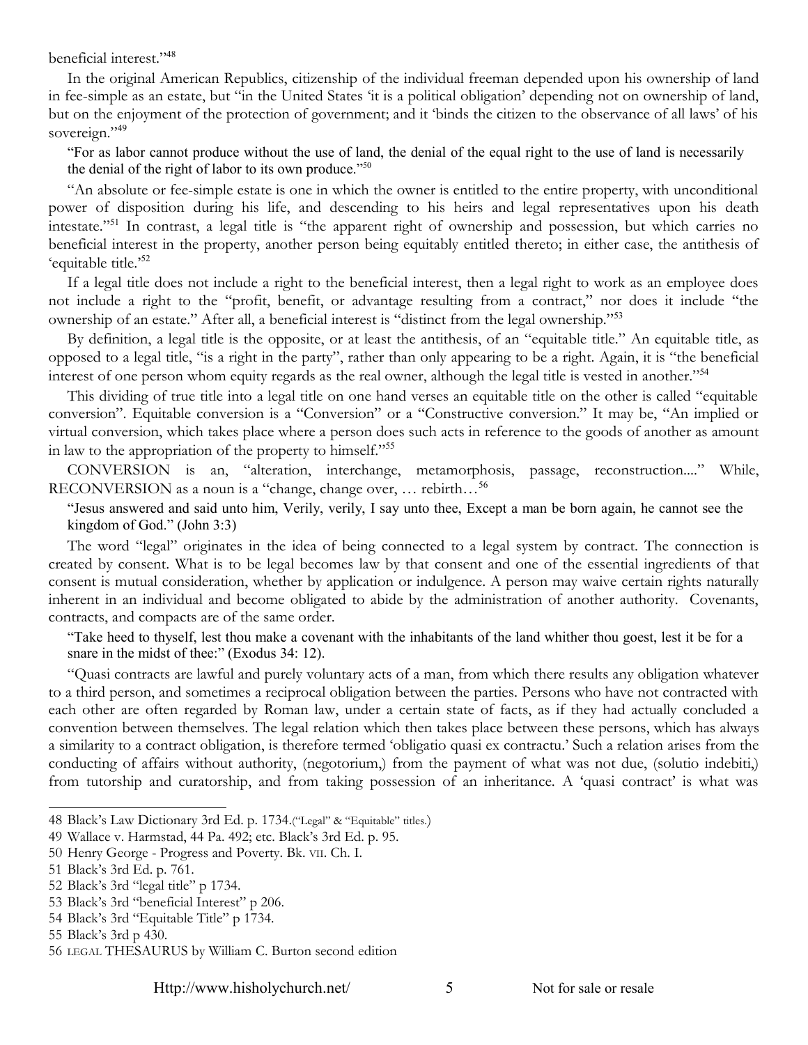beneficial interest."[48]

In the original American Republics, citizenship of the individual freeman depended upon his ownership of land in fee-simple as an estate, but "in the United States 'it is a political obligation' depending not on ownership of land, but on the enjoyment of the protection of government; and it 'binds the citizen to the observance of all laws' of his sovereign."[49]

> "For as labor cannot produce without the use of land, the denial of the equal right to the use of land is necessarily the denial of the right of labor to its own produce."[50]

"An absolute or fee-simple estate is one in which the owner is entitled to the entire property, with unconditional power of disposition during his life, and descending to his heirs and legal representatives upon his death intestate."[51] In contrast, a legal title is "the apparent right of ownership and possession, but which carries no beneficial interest in the property, another person being equitably entitled thereto; in either case, the antithesis of 'equitable title.'[52]

If a legal title does not include a right to the beneficial interest, then a legal right to work as an employee does not include a right to the "profit, benefit, or advantage resulting from a contract," nor does it include "the ownership of an estate." After all, a beneficial interest is "distinct from the legal ownership."[53]

By definition, a legal title is the opposite, or at least the antithesis, of an "equitable title." An equitable title, as opposed to a legal title, "is a right in the party", rather than only appearing to be a right. Again, it is "the beneficial interest of one person whom equity regards as the real owner, although the legal title is vested in another."[54]

This dividing of true title into a legal title on one hand verses an equitable title on the other is called "equitable conversion". Equitable conversion is a "Conversion" or a "Constructive conversion." It may be, "An implied or virtual conversion, which takes place where a person does such acts in reference to the goods of another as amount in law to the appropriation of the property to himself."[55]

CONVERSION is an, "alteration, interchange, metamorphosis, passage, reconstruction...." While, RECONVERSION as a noun is a "change, change over, … rebirth…[56]

> "Jesus answered and said unto him, Verily, verily, I say unto thee, Except a man be born again, he cannot see the kingdom of God." (John 3:3)

The word "legal" originates in the idea of being connected to a legal system by contract. The connection is created by consent. What is to be legal becomes law by that consent and one of the essential ingredients of that consent is mutual consideration, whether by application or indulgence. A person may waive certain rights naturally inherent in an individual and become obligated to abide by the administration of another authority. Covenants, contracts, and compacts are of the same order.

> "Take heed to thyself, lest thou make a covenant with the inhabitants of the land whither thou goest, lest it be for a snare in the midst of thee:" (Exodus 34: 12).

"Quasi contracts are lawful and purely voluntary acts of a man, from which there results any obligation whatever to a third person, and sometimes a reciprocal obligation between the parties. Persons who have not contracted with each other are often regarded by Roman law, under a certain state of facts, as if they had actually concluded a convention between themselves. The legal relation which then takes place between these persons, which has always a similarity to a contract obligation, is therefore termed 'obligatio quasi ex contractu.' Such a relation arises from the conducting of affairs without authority, (negotorium,) from the payment of what was not due, (solutio indebiti,) from tutorship and curatorship, and from taking possession of an inheritance. A 'quasi contract' is what was

---

48 Black's Law Dictionary 3rd Ed. p. 1734.("Legal" & "Equitable" titles.)

49 Wallace v. Harmstad, 44 Pa. 492; etc. Black's 3rd Ed. p. 95.

50 Henry George - Progress and Poverty. Bk. VII. Ch. I.

51 Black's 3rd Ed. p. 761.

52 Black's 3rd "legal title" p 1734.

53 Black's 3rd "beneficial Interest" p 206.

54 Black's 3rd "Equitable Title" p 1734.

55 Black's 3rd p 430.

56 LEGAL THESAURUS by William C. Burton second edition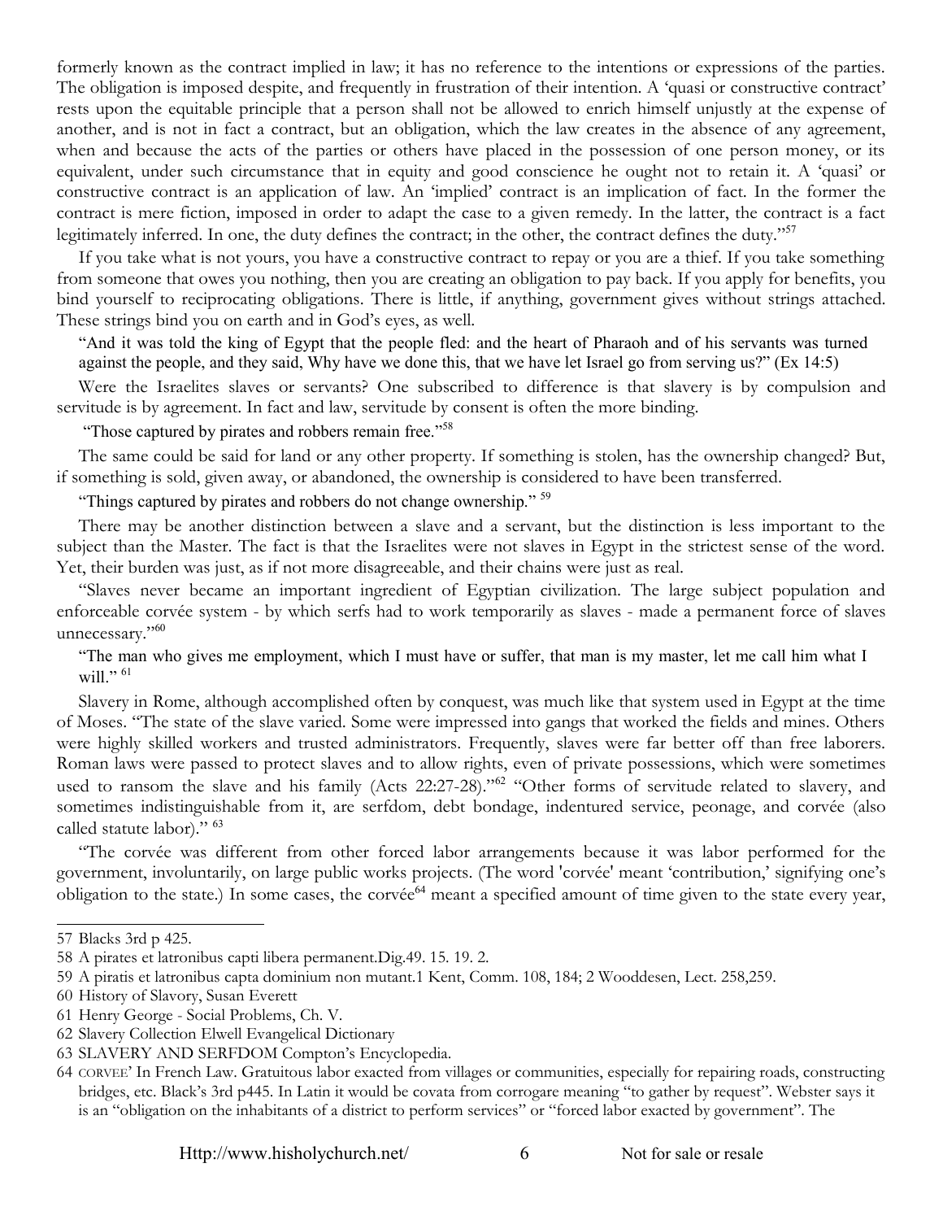formerly known as the contract implied in law; it has no reference to the intentions or expressions of the parties. The obligation is imposed despite, and frequently in frustration of their intention. A 'quasi or constructive contract' rests upon the equitable principle that a person shall not be allowed to enrich himself unjustly at the expense of another, and is not in fact a contract, but an obligation, which the law creates in the absence of any agreement, when and because the acts of the parties or others have placed in the possession of one person money, or its equivalent, under such circumstance that in equity and good conscience he ought not to retain it. A 'quasi' or constructive contract is an application of law. An 'implied' contract is an implication of fact. In the former the contract is mere fiction, imposed in order to adapt the case to a given remedy. In the latter, the contract is a fact legitimately inferred. In one, the duty defines the contract; in the other, the contract defines the duty."[57]

If you take what is not yours, you have a constructive contract to repay or you are a thief. If you take something from someone that owes you nothing, then you are creating an obligation to pay back. If you apply for benefits, you bind yourself to reciprocating obligations. There is little, if anything, government gives without strings attached. These strings bind you on earth and in God's eyes, as well.

"And it was told the king of Egypt that the people fled: and the heart of Pharaoh and of his servants was turned against the people, and they said, Why have we done this, that we have let Israel go from serving us?" (Ex 14:5)

Were the Israelites slaves or servants? One subscribed to difference is that slavery is by compulsion and servitude is by agreement. In fact and law, servitude by consent is often the more binding.

"Those captured by pirates and robbers remain free."[58]

The same could be said for land or any other property. If something is stolen, has the ownership changed? But, if something is sold, given away, or abandoned, the ownership is considered to have been transferred.

"Things captured by pirates and robbers do not change ownership." [59]

There may be another distinction between a slave and a servant, but the distinction is less important to the subject than the Master. The fact is that the Israelites were not slaves in Egypt in the strictest sense of the word. Yet, their burden was just, as if not more disagreeable, and their chains were just as real.

"Slaves never became an important ingredient of Egyptian civilization. The large subject population and enforceable corvée system - by which serfs had to work temporarily as slaves - made a permanent force of slaves unnecessary."[60]

"The man who gives me employment, which I must have or suffer, that man is my master, let me call him what I will." [61]

Slavery in Rome, although accomplished often by conquest, was much like that system used in Egypt at the time of Moses. "The state of the slave varied. Some were impressed into gangs that worked the fields and mines. Others were highly skilled workers and trusted administrators. Frequently, slaves were far better off than free laborers. Roman laws were passed to protect slaves and to allow rights, even of private possessions, which were sometimes used to ransom the slave and his family (Acts 22:27-28)."[62] "Other forms of servitude related to slavery, and sometimes indistinguishable from it, are serfdom, debt bondage, indentured service, peonage, and corvée (also called statute labor)." [63]

"The corvée was different from other forced labor arrangements because it was labor performed for the government, involuntarily, on large public works projects. (The word 'corvée' meant 'contribution,' signifying one's obligation to the state.) In some cases, the corvée[64] meant a specified amount of time given to the state every year,

---

57 Blacks 3rd p 425.

58 A pirates et latronibus capti libera permanent.Dig.49. 15. 19. 2.

59 A piratis et latronibus capta dominium non mutant.1 Kent, Comm. 108, 184; 2 Wooddesen, Lect. 258,259.

60 History of Slavory, Susan Everett

61 Henry George - Social Problems, Ch. V.

62 Slavery Collection Elwell Evangelical Dictionary

63 SLAVERY AND SERFDOM Compton's Encyclopedia.

64 CORVEE' In French Law. Gratuitous labor exacted from villages or communities, especially for repairing roads, constructing bridges, etc. Black's 3rd p445. In Latin it would be covata from corrogare meaning "to gather by request". Webster says it is an "obligation on the inhabitants of a district to perform services" or "forced labor exacted by government". The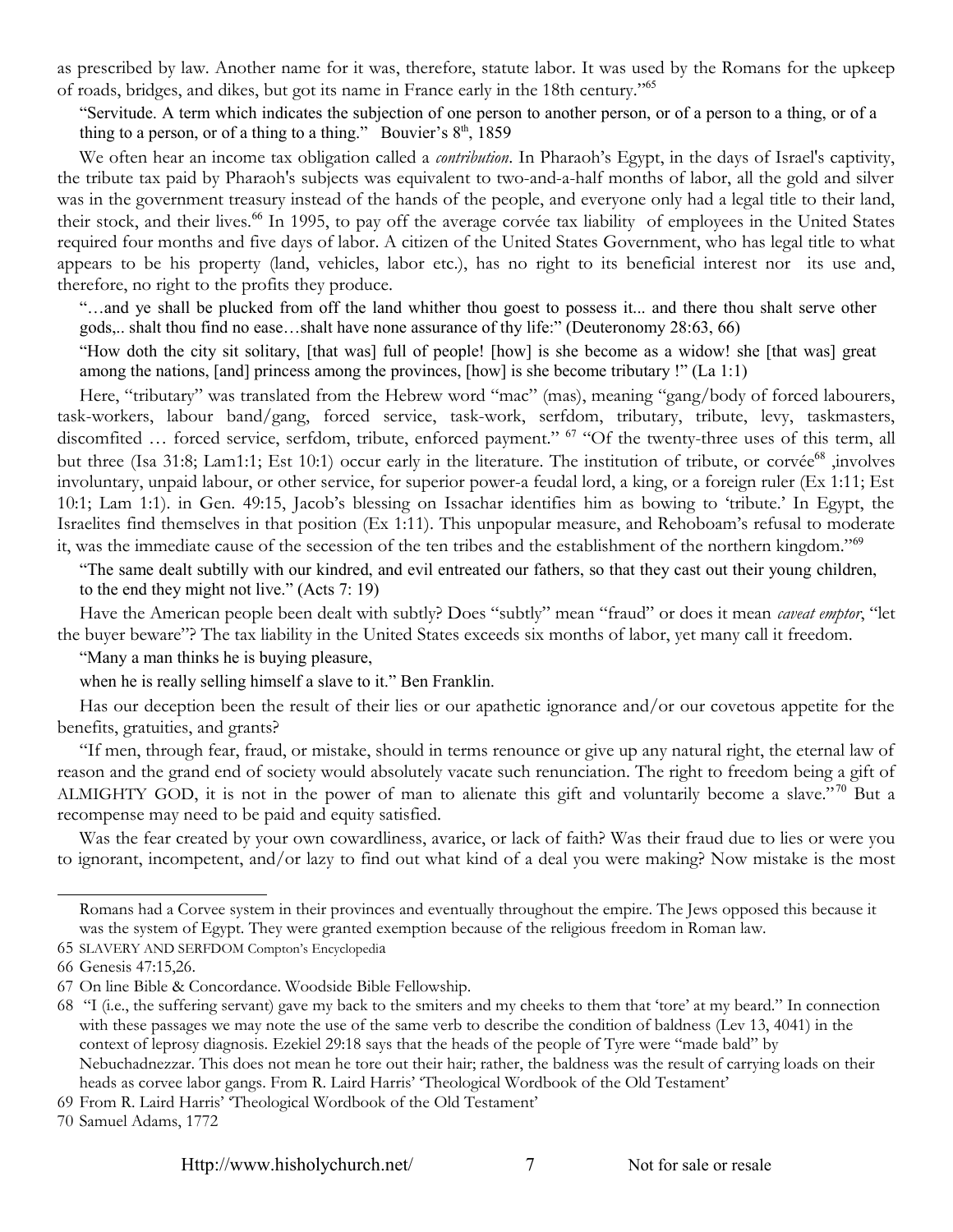as prescribed by law. Another name for it was, therefore, statute labor. It was used by the Romans for the upkeep of roads, bridges, and dikes, but got its name in France early in the 18th century."[65]

> "Servitude. A term which indicates the subjection of one person to another person, or of a person to a thing, or of a thing to a person, or of a thing to a thing." Bouvier's 8th, 1859

We often hear an income tax obligation called a *contribution*. In Pharaoh's Egypt, in the days of Israel's captivity, the tribute tax paid by Pharaoh's subjects was equivalent to two-and-a-half months of labor, all the gold and silver was in the government treasury instead of the hands of the people, and everyone only had a legal title to their land, their stock, and their lives.[66] In 1995, to pay off the average corvée tax liability of employees in the United States required four months and five days of labor. A citizen of the United States Government, who has legal title to what appears to be his property (land, vehicles, labor etc.), has no right to its beneficial interest nor its use and, therefore, no right to the profits they produce.

> "…and ye shall be plucked from off the land whither thou goest to possess it... and there thou shalt serve other gods,.. shalt thou find no ease…shalt have none assurance of thy life:" (Deuteronomy 28:63, 66)

> "How doth the city sit solitary, [that was] full of people! [how] is she become as a widow! she [that was] great among the nations, [and] princess among the provinces, [how] is she become tributary !" (La 1:1)

Here, "tributary" was translated from the Hebrew word "mac" (mas), meaning "gang/body of forced labourers, task-workers, labour band/gang, forced service, task-work, serfdom, tributary, tribute, levy, taskmasters, discomfited … forced service, serfdom, tribute, enforced payment." [67] "Of the twenty-three uses of this term, all but three (Isa 31:8; Lam1:1; Est 10:1) occur early in the literature. The institution of tribute, or corvée[68] ,involves involuntary, unpaid labour, or other service, for superior power-a feudal lord, a king, or a foreign ruler (Ex 1:11; Est 10:1; Lam 1:1). in Gen. 49:15, Jacob's blessing on Issachar identifies him as bowing to 'tribute.' In Egypt, the Israelites find themselves in that position (Ex 1:11). This unpopular measure, and Rehoboam's refusal to moderate it, was the immediate cause of the secession of the ten tribes and the establishment of the northern kingdom."[69]

> "The same dealt subtilly with our kindred, and evil entreated our fathers, so that they cast out their young children, to the end they might not live." (Acts 7: 19)

Have the American people been dealt with subtly? Does "subtly" mean "fraud" or does it mean *caveat emptor*, "let the buyer beware"? The tax liability in the United States exceeds six months of labor, yet many call it freedom.

> "Many a man thinks he is buying pleasure,
>
> when he is really selling himself a slave to it." Ben Franklin.

Has our deception been the result of their lies or our apathetic ignorance and/or our covetous appetite for the benefits, gratuities, and grants?

"If men, through fear, fraud, or mistake, should in terms renounce or give up any natural right, the eternal law of reason and the grand end of society would absolutely vacate such renunciation. The right to freedom being a gift of ALMIGHTY GOD, it is not in the power of man to alienate this gift and voluntarily become a slave."[70] But a recompense may need to be paid and equity satisfied.

Was the fear created by your own cowardliness, avarice, or lack of faith? Was their fraud due to lies or were you to ignorant, incompetent, and/or lazy to find out what kind of a deal you were making? Now mistake is the most

---

Romans had a Corvee system in their provinces and eventually throughout the empire. The Jews opposed this because it was the system of Egypt. They were granted exemption because of the religious freedom in Roman law.

65 SLAVERY AND SERFDOM Compton's Encyclopedia

66 Genesis 47:15,26.

67 On line Bible & Concordance. Woodside Bible Fellowship.

68 "I (i.e., the suffering servant) gave my back to the smiters and my cheeks to them that 'tore' at my beard." In connection with these passages we may note the use of the same verb to describe the condition of baldness (Lev 13, 4041) in the context of leprosy diagnosis. Ezekiel 29:18 says that the heads of the people of Tyre were "made bald" by Nebuchadnezzar. This does not mean he tore out their hair; rather, the baldness was the result of carrying loads on their heads as corvee labor gangs. From R. Laird Harris' 'Theological Wordbook of the Old Testament'

69 From R. Laird Harris' 'Theological Wordbook of the Old Testament'

70 Samuel Adams, 1772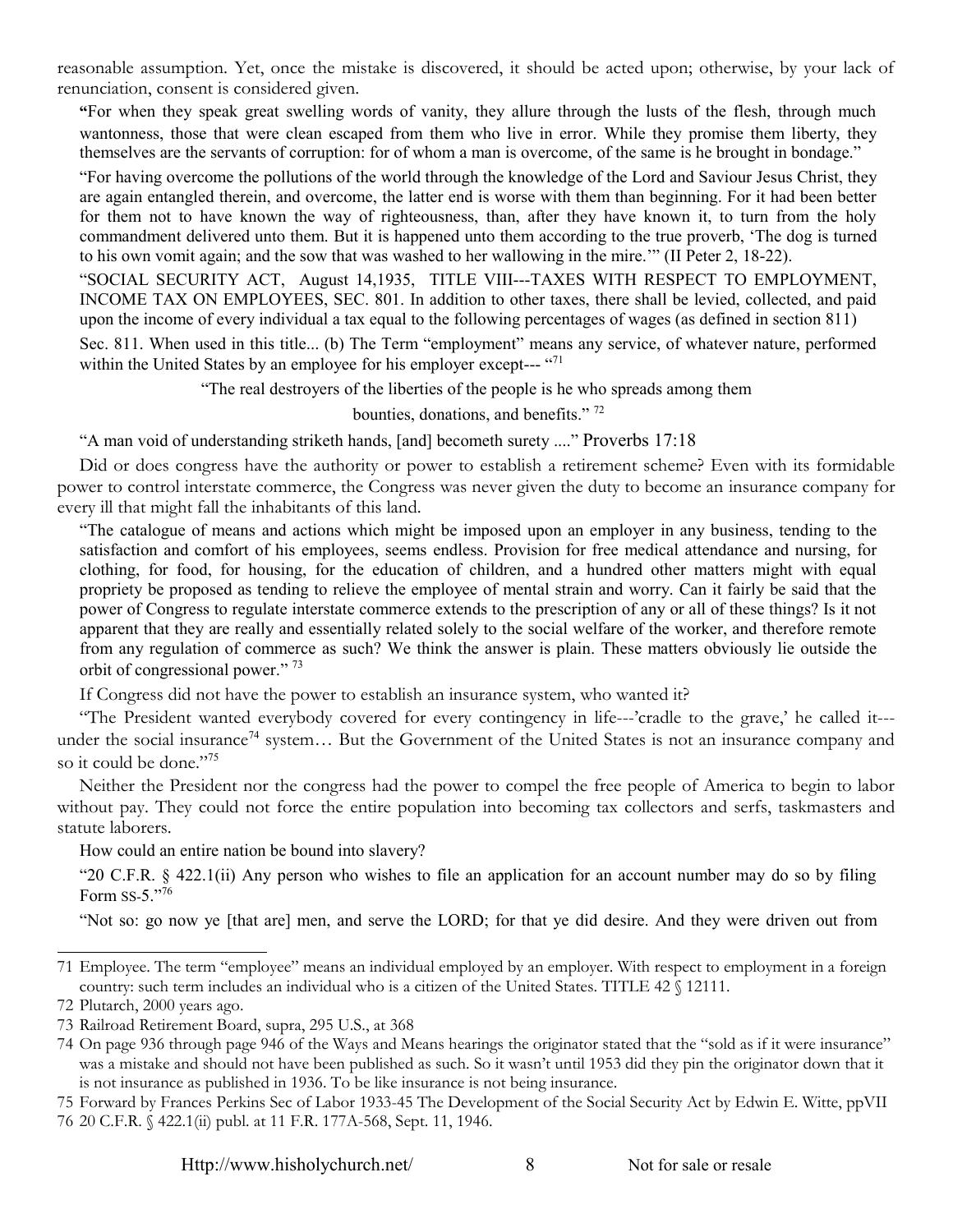reasonable assumption. Yet, once the mistake is discovered, it should be acted upon; otherwise, by your lack of renunciation, consent is considered given.

> "For when they speak great swelling words of vanity, they allure through the lusts of the flesh, through much wantonness, those that were clean escaped from them who live in error. While they promise them liberty, they themselves are the servants of corruption: for of whom a man is overcome, of the same is he brought in bondage."

> "For having overcome the pollutions of the world through the knowledge of the Lord and Saviour Jesus Christ, they are again entangled therein, and overcome, the latter end is worse with them than beginning. For it had been better for them not to have known the way of righteousness, than, after they have known it, to turn from the holy commandment delivered unto them. But it is happened unto them according to the true proverb, 'The dog is turned to his own vomit again; and the sow that was washed to her wallowing in the mire.'" (II Peter 2, 18-22).

> "SOCIAL SECURITY ACT, August 14,1935, TITLE VIII---TAXES WITH RESPECT TO EMPLOYMENT, INCOME TAX ON EMPLOYEES, SEC. 801. In addition to other taxes, there shall be levied, collected, and paid upon the income of every individual a tax equal to the following percentages of wages (as defined in section 811)

> Sec. 811. When used in this title... (b) The Term "employment" means any service, of whatever nature, performed within the United States by an employee for his employer except--- "[71]

"The real destroyers of the liberties of the people is he who spreads among them bounties, donations, and benefits." [72]

"A man void of understanding striketh hands, [and] becometh surety ...." Proverbs 17:18

Did or does congress have the authority or power to establish a retirement scheme? Even with its formidable power to control interstate commerce, the Congress was never given the duty to become an insurance company for every ill that might fall the inhabitants of this land.

> "The catalogue of means and actions which might be imposed upon an employer in any business, tending to the satisfaction and comfort of his employees, seems endless. Provision for free medical attendance and nursing, for clothing, for food, for housing, for the education of children, and a hundred other matters might with equal propriety be proposed as tending to relieve the employee of mental strain and worry. Can it fairly be said that the power of Congress to regulate interstate commerce extends to the prescription of any or all of these things? Is it not apparent that they are really and essentially related solely to the social welfare of the worker, and therefore remote from any regulation of commerce as such? We think the answer is plain. These matters obviously lie outside the orbit of congressional power." [73]

If Congress did not have the power to establish an insurance system, who wanted it?

"The President wanted everybody covered for every contingency in life---'cradle to the grave,' he called it---under the social insurance[74] system… But the Government of the United States is not an insurance company and so it could be done."[75]

Neither the President nor the congress had the power to compel the free people of America to begin to labor without pay. They could not force the entire population into becoming tax collectors and serfs, taskmasters and statute laborers.

How could an entire nation be bound into slavery?

> "20 C.F.R. § 422.1(ii) Any person who wishes to file an application for an account number may do so by filing Form SS-5."[76]

"Not so: go now ye [that are] men, and serve the LORD; for that ye did desire. And they were driven out from

---

71 Employee. The term "employee" means an individual employed by an employer. With respect to employment in a foreign country: such term includes an individual who is a citizen of the United States. TITLE 42 § 12111.

72 Plutarch, 2000 years ago.

73 Railroad Retirement Board, supra, 295 U.S., at 368

74 On page 936 through page 946 of the Ways and Means hearings the originator stated that the "sold as if it were insurance" was a mistake and should not have been published as such. So it wasn't until 1953 did they pin the originator down that it is not insurance as published in 1936. To be like insurance is not being insurance.

75 Forward by Frances Perkins Sec of Labor 1933-45 The Development of the Social Security Act by Edwin E. Witte, ppVII

76 20 C.F.R. § 422.1(ii) publ. at 11 F.R. 177A-568, Sept. 11, 1946.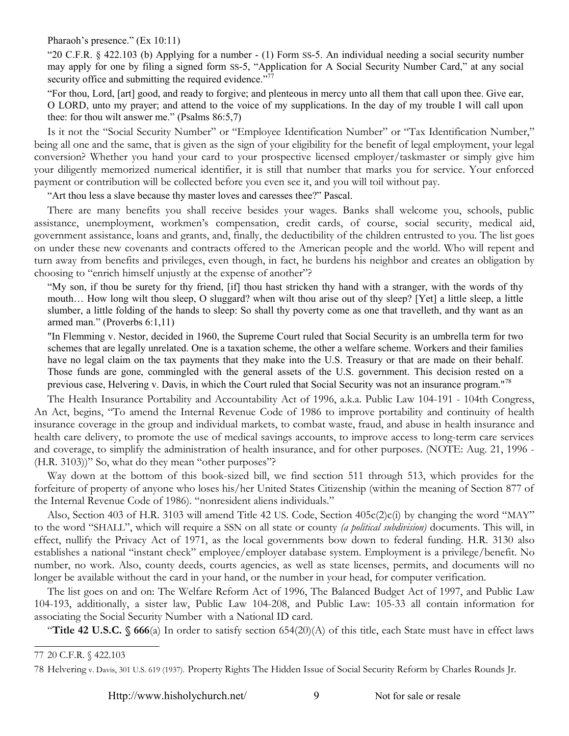Pharaoh's presence." (Ex 10:11)

> "20 C.F.R. § 422.103 (b) Applying for a number - (1) Form SS-5. An individual needing a social security number may apply for one by filing a signed form SS-5, "Application for A Social Security Number Card," at any social security office and submitting the required evidence."[77]

> "For thou, Lord, [art] good, and ready to forgive; and plenteous in mercy unto all them that call upon thee. Give ear, O LORD, unto my prayer; and attend to the voice of my supplications. In the day of my trouble I will call upon thee: for thou wilt answer me." (Psalms 86:5,7)

Is it not the "Social Security Number" or "Employee Identification Number" or "Tax Identification Number," being all one and the same, that is given as the sign of your eligibility for the benefit of legal employment, your legal conversion? Whether you hand your card to your prospective licensed employer/taskmaster or simply give him your diligently memorized numerical identifier, it is still that number that marks you for service. Your enforced payment or contribution will be collected before you even see it, and you will toil without pay.

"Art thou less a slave because thy master loves and caresses thee?" Pascal.

There are many benefits you shall receive besides your wages. Banks shall welcome you, schools, public assistance, unemployment, workmen's compensation, credit cards, of course, social security, medical aid, government assistance, loans and grants, and, finally, the deductibility of the children entrusted to you. The list goes on under these new covenants and contracts offered to the American people and the world. Who will repent and turn away from benefits and privileges, even though, in fact, he burdens his neighbor and creates an obligation by choosing to "enrich himself unjustly at the expense of another"?

> "My son, if thou be surety for thy friend, [if] thou hast stricken thy hand with a stranger, with the words of thy mouth… How long wilt thou sleep, O sluggard? when wilt thou arise out of thy sleep? [Yet] a little sleep, a little slumber, a little folding of the hands to sleep: So shall thy poverty come as one that travelleth, and thy want as an armed man." (Proverbs 6:1,11)

> "In Flemming v. Nestor, decided in 1960, the Supreme Court ruled that Social Security is an umbrella term for two schemes that are legally unrelated. One is a taxation scheme, the other a welfare scheme. Workers and their families have no legal claim on the tax payments that they make into the U.S. Treasury or that are made on their behalf. Those funds are gone, commingled with the general assets of the U.S. government. This decision rested on a previous case, Helvering v. Davis, in which the Court ruled that Social Security was not an insurance program."[78]

The Health Insurance Portability and Accountability Act of 1996, a.k.a. Public Law 104-191 - 104th Congress, An Act, begins, "To amend the Internal Revenue Code of 1986 to improve portability and continuity of health insurance coverage in the group and individual markets, to combat waste, fraud, and abuse in health insurance and health care delivery, to promote the use of medical savings accounts, to improve access to long-term care services and coverage, to simplify the administration of health insurance, and for other purposes. (NOTE: Aug. 21, 1996 - (H.R. 3103))" So, what do they mean "other purposes"?

Way down at the bottom of this book-sized bill, we find section 511 through 513, which provides for the forfeiture of property of anyone who loses his/her United States Citizenship (within the meaning of Section 877 of the Internal Revenue Code of 1986). "nonresident aliens individuals."

Also, Section 403 of H.R. 3103 will amend Title 42 US. Code, Section 405c(2)c(i) by changing the word "MAY" to the word "SHALL", which will require a SSN on all state or county *(a political subdivision)* documents. This will, in effect, nullify the Privacy Act of 1971, as the local governments bow down to federal funding. H.R. 3130 also establishes a national "instant check" employee/employer database system. Employment is a privilege/benefit. No number, no work. Also, county deeds, courts agencies, as well as state licenses, permits, and documents will no longer be available without the card in your hand, or the number in your head, for computer verification.

The list goes on and on: The Welfare Reform Act of 1996, The Balanced Budget Act of 1997, and Public Law 104-193, additionally, a sister law, Public Law 104-208, and Public Law: 105-33 all contain information for associating the Social Security Number with a National ID card.

"**Title 42 U.S.C. § 666**(a) In order to satisfy section 654(20)(A) of this title, each State must have in effect laws

---

77 20 C.F.R. § 422.103

78 Helvering v. Davis, 301 U.S. 619 (1937). Property Rights The Hidden Issue of Social Security Reform by Charles Rounds Jr.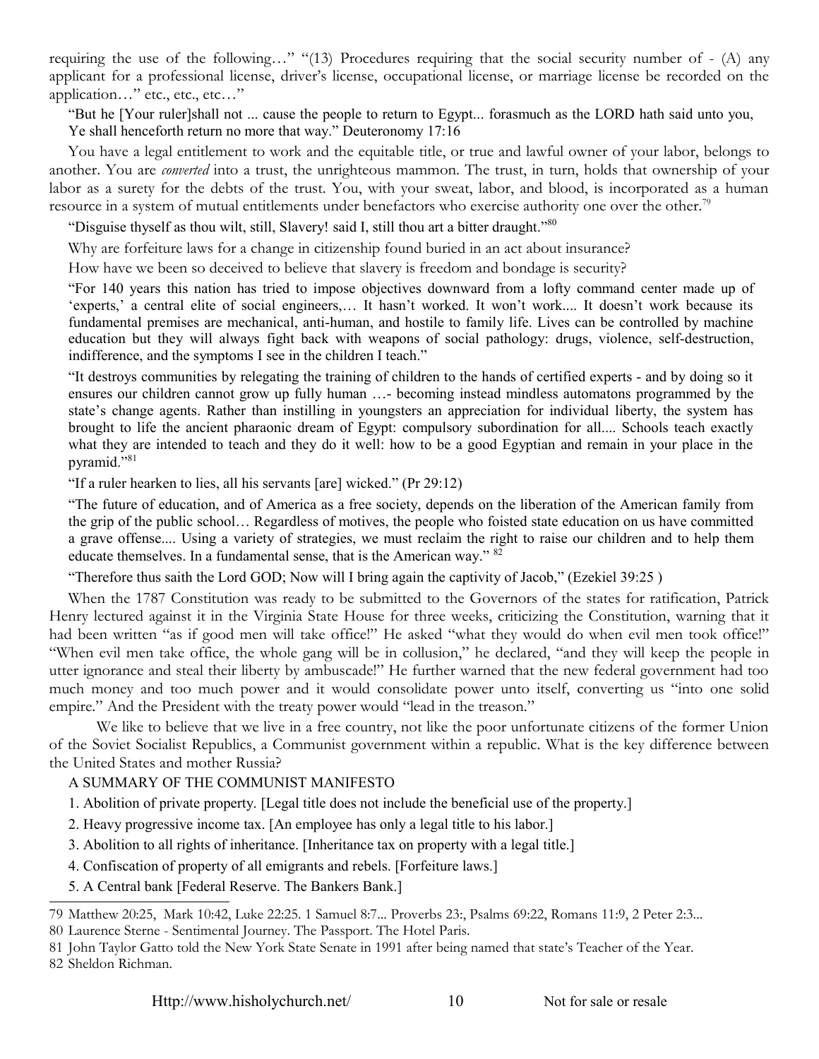requiring the use of the following…" "(13) Procedures requiring that the social security number of - (A) any applicant for a professional license, driver's license, occupational license, or marriage license be recorded on the application…" etc., etc., etc…"

"But he [Your ruler]shall not ... cause the people to return to Egypt... forasmuch as the LORD hath said unto you, Ye shall henceforth return no more that way." Deuteronomy 17:16

You have a legal entitlement to work and the equitable title, or true and lawful owner of your labor, belongs to another. You are *converted* into a trust, the unrighteous mammon. The trust, in turn, holds that ownership of your labor as a surety for the debts of the trust. You, with your sweat, labor, and blood, is incorporated as a human resource in a system of mutual entitlements under benefactors who exercise authority one over the other.[79]

"Disguise thyself as thou wilt, still, Slavery! said I, still thou art a bitter draught."[80]

Why are forfeiture laws for a change in citizenship found buried in an act about insurance?

How have we been so deceived to believe that slavery is freedom and bondage is security?

"For 140 years this nation has tried to impose objectives downward from a lofty command center made up of 'experts,' a central elite of social engineers,… It hasn't worked. It won't work.... It doesn't work because its fundamental premises are mechanical, anti-human, and hostile to family life. Lives can be controlled by machine education but they will always fight back with weapons of social pathology: drugs, violence, self-destruction, indifference, and the symptoms I see in the children I teach."

"It destroys communities by relegating the training of children to the hands of certified experts - and by doing so it ensures our children cannot grow up fully human …- becoming instead mindless automatons programmed by the state's change agents. Rather than instilling in youngsters an appreciation for individual liberty, the system has brought to life the ancient pharaonic dream of Egypt: compulsory subordination for all.... Schools teach exactly what they are intended to teach and they do it well: how to be a good Egyptian and remain in your place in the pyramid."[81]

"If a ruler hearken to lies, all his servants [are] wicked." (Pr 29:12)

"The future of education, and of America as a free society, depends on the liberation of the American family from the grip of the public school… Regardless of motives, the people who foisted state education on us have committed a grave offense.... Using a variety of strategies, we must reclaim the right to raise our children and to help them educate themselves. In a fundamental sense, that is the American way." [82]

"Therefore thus saith the Lord GOD; Now will I bring again the captivity of Jacob," (Ezekiel 39:25 )

When the 1787 Constitution was ready to be submitted to the Governors of the states for ratification, Patrick Henry lectured against it in the Virginia State House for three weeks, criticizing the Constitution, warning that it had been written "as if good men will take office!" He asked "what they would do when evil men took office!" "When evil men take office, the whole gang will be in collusion," he declared, "and they will keep the people in utter ignorance and steal their liberty by ambuscade!" He further warned that the new federal government had too much money and too much power and it would consolidate power unto itself, converting us "into one solid empire." And the President with the treaty power would "lead in the treason."

We like to believe that we live in a free country, not like the poor unfortunate citizens of the former Union of the Soviet Socialist Republics, a Communist government within a republic. What is the key difference between the United States and mother Russia?

A SUMMARY OF THE COMMUNIST MANIFESTO

1. Abolition of private property. [Legal title does not include the beneficial use of the property.]
2. Heavy progressive income tax. [An employee has only a legal title to his labor.]
3. Abolition to all rights of inheritance. [Inheritance tax on property with a legal title.]
4. Confiscation of property of all emigrants and rebels. [Forfeiture laws.]
5. A Central bank [Federal Reserve. The Bankers Bank.]

---

79 Matthew 20:25, Mark 10:42, Luke 22:25. 1 Samuel 8:7... Proverbs 23:, Psalms 69:22, Romans 11:9, 2 Peter 2:3...

80 Laurence Sterne - Sentimental Journey. The Passport. The Hotel Paris.

81 John Taylor Gatto told the New York State Senate in 1991 after being named that state's Teacher of the Year.

82 Sheldon Richman.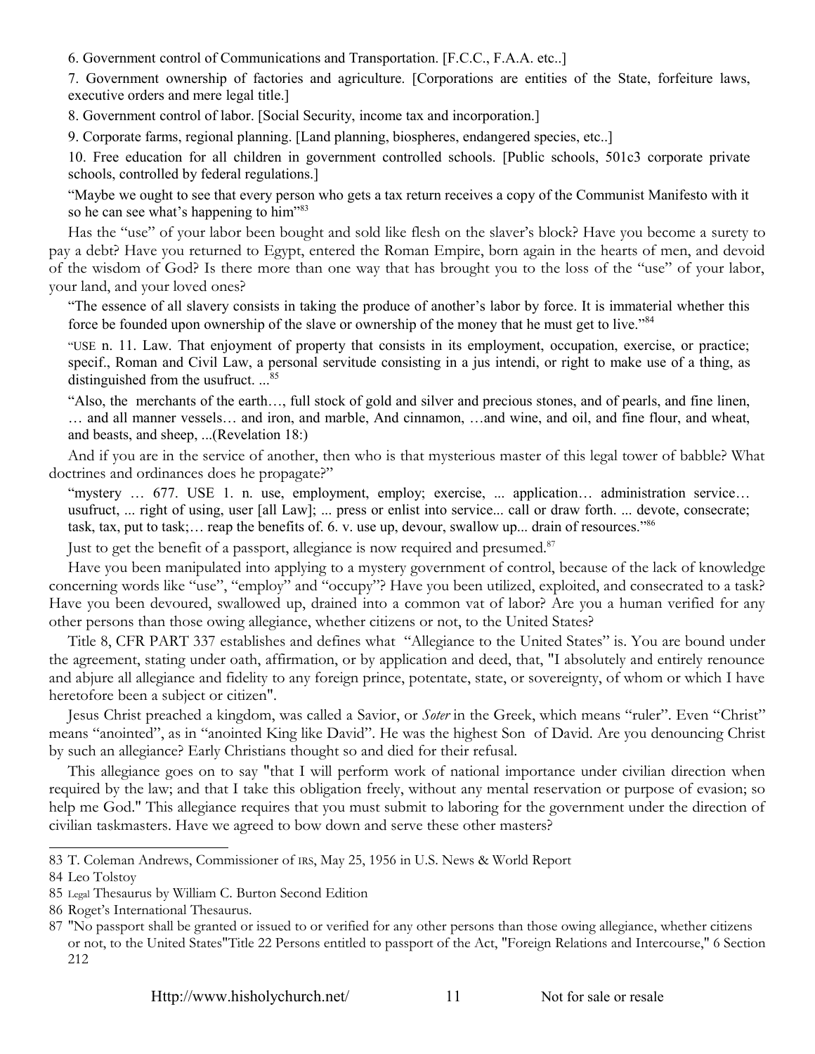6. Government control of Communications and Transportation. [F.C.C., F.A.A. etc..]

7. Government ownership of factories and agriculture. [Corporations are entities of the State, forfeiture laws, executive orders and mere legal title.]

8. Government control of labor. [Social Security, income tax and incorporation.]

9. Corporate farms, regional planning. [Land planning, biospheres, endangered species, etc..]

10. Free education for all children in government controlled schools. [Public schools, 501c3 corporate private schools, controlled by federal regulations.]

> "Maybe we ought to see that every person who gets a tax return receives a copy of the Communist Manifesto with it so he can see what's happening to him"[83]

Has the "use" of your labor been bought and sold like flesh on the slaver's block? Have you become a surety to pay a debt? Have you returned to Egypt, entered the Roman Empire, born again in the hearts of men, and devoid of the wisdom of God? Is there more than one way that has brought you to the loss of the "use" of your labor, your land, and your loved ones?

> "The essence of all slavery consists in taking the produce of another's labor by force. It is immaterial whether this force be founded upon ownership of the slave or ownership of the money that he must get to live."[84]

> "USE n. 11. Law. That enjoyment of property that consists in its employment, occupation, exercise, or practice; specif., Roman and Civil Law, a personal servitude consisting in a jus intendi, or right to make use of a thing, as distinguished from the usufruct. ...[85]

> "Also, the merchants of the earth…, full stock of gold and silver and precious stones, and of pearls, and fine linen, … and all manner vessels… and iron, and marble, And cinnamon, …and wine, and oil, and fine flour, and wheat, and beasts, and sheep, ...(Revelation 18:)

And if you are in the service of another, then who is that mysterious master of this legal tower of babble? What doctrines and ordinances does he propagate?"

> "mystery … 677. USE 1. n. use, employment, employ; exercise, ... application… administration service… usufruct, ... right of using, user [all Law]; ... press or enlist into service... call or draw forth. ... devote, consecrate; task, tax, put to task;… reap the benefits of. 6. v. use up, devour, swallow up... drain of resources."[86]

Just to get the benefit of a passport, allegiance is now required and presumed.[87]

Have you been manipulated into applying to a mystery government of control, because of the lack of knowledge concerning words like "use", "employ" and "occupy"? Have you been utilized, exploited, and consecrated to a task? Have you been devoured, swallowed up, drained into a common vat of labor? Are you a human verified for any other persons than those owing allegiance, whether citizens or not, to the United States?

Title 8, CFR PART 337 establishes and defines what "Allegiance to the United States" is. You are bound under the agreement, stating under oath, affirmation, or by application and deed, that, "I absolutely and entirely renounce and abjure all allegiance and fidelity to any foreign prince, potentate, state, or sovereignty, of whom or which I have heretofore been a subject or citizen".

Jesus Christ preached a kingdom, was called a Savior, or *Soter* in the Greek, which means "ruler". Even "Christ" means "anointed", as in "anointed King like David". He was the highest Son of David. Are you denouncing Christ by such an allegiance? Early Christians thought so and died for their refusal.

This allegiance goes on to say "that I will perform work of national importance under civilian direction when required by the law; and that I take this obligation freely, without any mental reservation or purpose of evasion; so help me God." This allegiance requires that you must submit to laboring for the government under the direction of civilian taskmasters. Have we agreed to bow down and serve these other masters?

---

83 T. Coleman Andrews, Commissioner of IRS, May 25, 1956 in U.S. News & World Report

84 Leo Tolstoy

85 Legal Thesaurus by William C. Burton Second Edition

86 Roget's International Thesaurus.

87 "No passport shall be granted or issued to or verified for any other persons than those owing allegiance, whether citizens or not, to the United States"Title 22 Persons entitled to passport of the Act, "Foreign Relations and Intercourse," 6 Section 212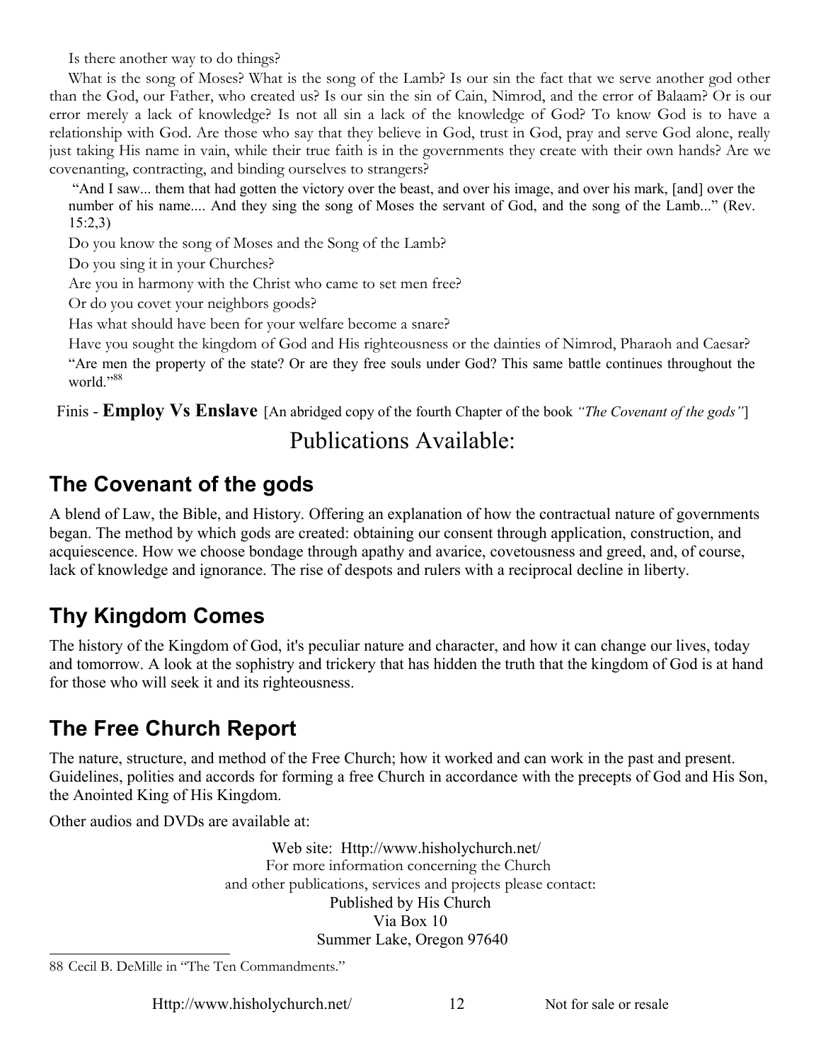Is there another way to do things?

What is the song of Moses? What is the song of the Lamb? Is our sin the fact that we serve another god other than the God, our Father, who created us? Is our sin the sin of Cain, Nimrod, and the error of Balaam? Or is our error merely a lack of knowledge? Is not all sin a lack of the knowledge of God? To know God is to have a relationship with God. Are those who say that they believe in God, trust in God, pray and serve God alone, really just taking His name in vain, while their true faith is in the governments they create with their own hands? Are we covenanting, contracting, and binding ourselves to strangers?

> "And I saw... them that had gotten the victory over the beast, and over his image, and over his mark, [and] over the number of his name.... And they sing the song of Moses the servant of God, and the song of the Lamb..." (Rev. 15:2,3)

Do you know the song of Moses and the Song of the Lamb?

Do you sing it in your Churches?

Are you in harmony with the Christ who came to set men free?

Or do you covet your neighbors goods?

Has what should have been for your welfare become a snare?

Have you sought the kingdom of God and His righteousness or the dainties of Nimrod, Pharaoh and Caesar?

"Are men the property of the state? Or are they free souls under God? This same battle continues throughout the world."[88]

Finis - **Employ Vs Enslave** [An abridged copy of the fourth Chapter of the book *"The Covenant of the gods"*]

# Publications Available:

## The Covenant of the gods

A blend of Law, the Bible, and History. Offering an explanation of how the contractual nature of governments began. The method by which gods are created: obtaining our consent through application, construction, and acquiescence. How we choose bondage through apathy and avarice, covetousness and greed, and, of course, lack of knowledge and ignorance. The rise of despots and rulers with a reciprocal decline in liberty.

## Thy Kingdom Comes

The history of the Kingdom of God, it's peculiar nature and character, and how it can change our lives, today and tomorrow. A look at the sophistry and trickery that has hidden the truth that the kingdom of God is at hand for those who will seek it and its righteousness.

## The Free Church Report

The nature, structure, and method of the Free Church; how it worked and can work in the past and present. Guidelines, polities and accords for forming a free Church in accordance with the precepts of God and His Son, the Anointed King of His Kingdom.

Other audios and DVDs are available at:

Web site: Http://www.hisholychurch.net/
For more information concerning the Church
and other publications, services and projects please contact:
Published by His Church
Via Box 10
Summer Lake, Oregon 97640

---

88 Cecil B. DeMille in "The Ten Commandments."